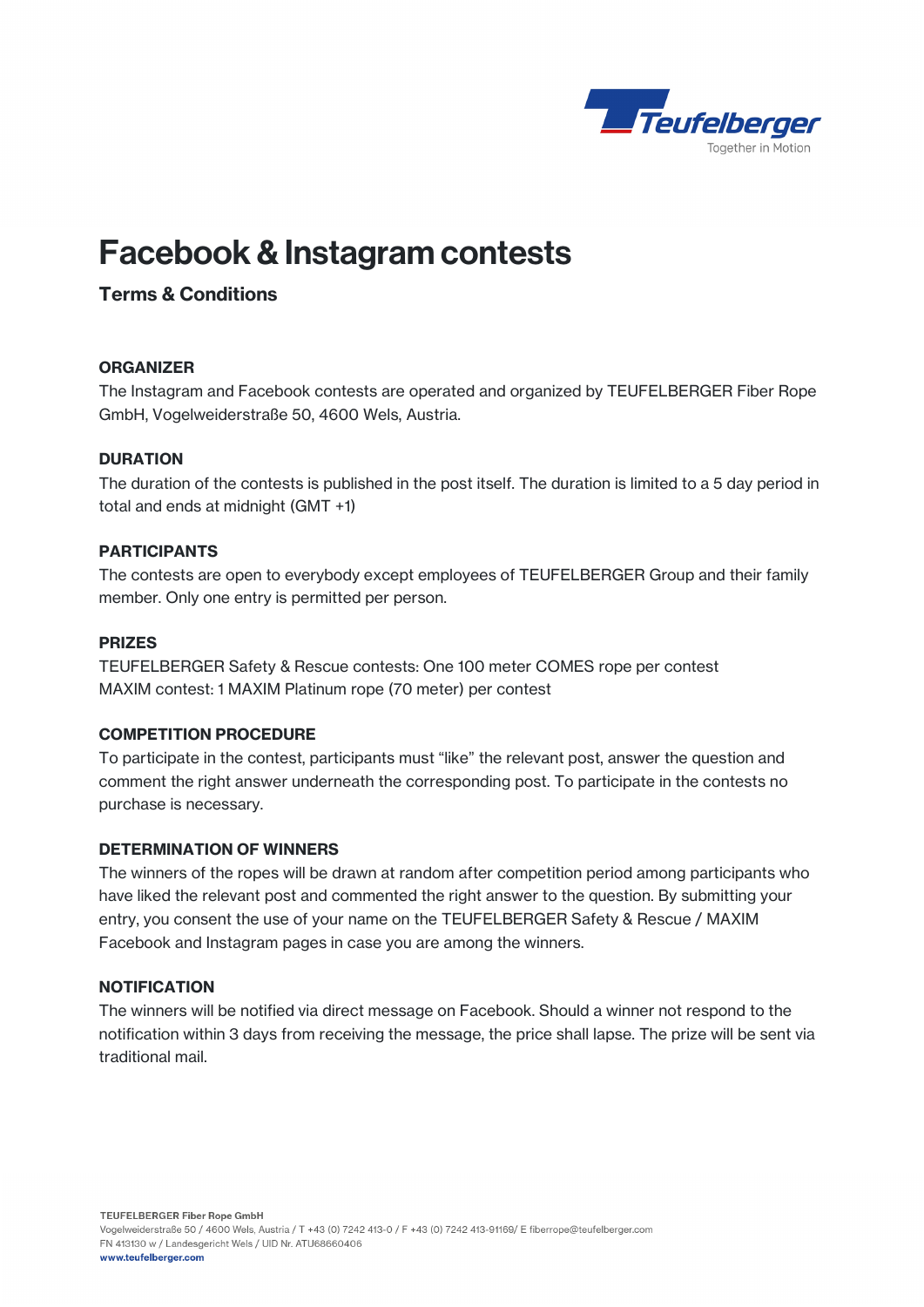# Facebook & Instagram contests

## Terms & Conditions

### ORGANIZER

The Instagram and Facebook contests are operated and organized by TEUFELBERGER Fiber Rope GmbH, Vogelweiderstraße 50, 4600 Wels, Austria.

### DURATION

The duration of the contests is published in the post itself. The duration is limited to a 5 day period in total and ends at midnight (GMT +1)

### PARTICIPANTS

The contests are open to everybody except employees of TEUFELBERGER Group and their family member. Only one entry is permitted per person.

### PRIZES

TEUFELBERGER Safety & Rescue contests: One 100 meter COMES rope per contest
MAXIM contest: 1 MAXIM Platinum rope (70 meter) per contest

### COMPETITION PROCEDURE

To participate in the contest, participants must "like" the relevant post, answer the question and comment the right answer underneath the corresponding post. To participate in the contests no purchase is necessary.

### DETERMINATION OF WINNERS

The winners of the ropes will be drawn at random after competition period among participants who have liked the relevant post and commented the right answer to the question. By submitting your entry, you consent the use of your name on the TEUFELBERGER Safety & Rescue / MAXIM Facebook and Instagram pages in case you are among the winners.

### NOTIFICATION

The winners will be notified via direct message on Facebook. Should a winner not respond to the notification within 3 days from receiving the message, the price shall lapse. The prize will be sent via traditional mail.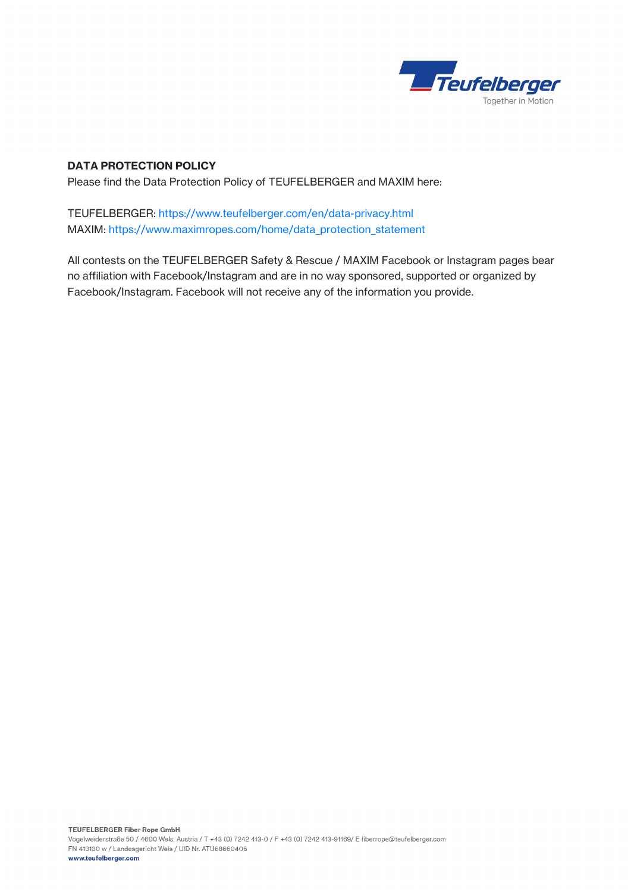**DATA PROTECTION POLICY**
Please find the Data Protection Policy of TEUFELBERGER and MAXIM here:

TEUFELBERGER: https://www.teufelberger.com/en/data-privacy.html
MAXIM: https://www.maximropes.com/home/data_protection_statement

All contests on the TEUFELBERGER Safety & Rescue / MAXIM Facebook or Instagram pages bear no affiliation with Facebook/Instagram and are in no way sponsored, supported or organized by Facebook/Instagram. Facebook will not receive any of the information you provide.

**TEUFELBERGER Fiber Rope GmbH**
Vogelweiderstraße 50 / 4600 Wels, Austria / T +43 (0) 7242 413-0 / F +43 (0) 7242 413-91169/ E fiberrope@teufelberger.com
FN 413130 w / Landesgericht Wels / UID Nr. ATU68660406
**www.teufelberger.com**